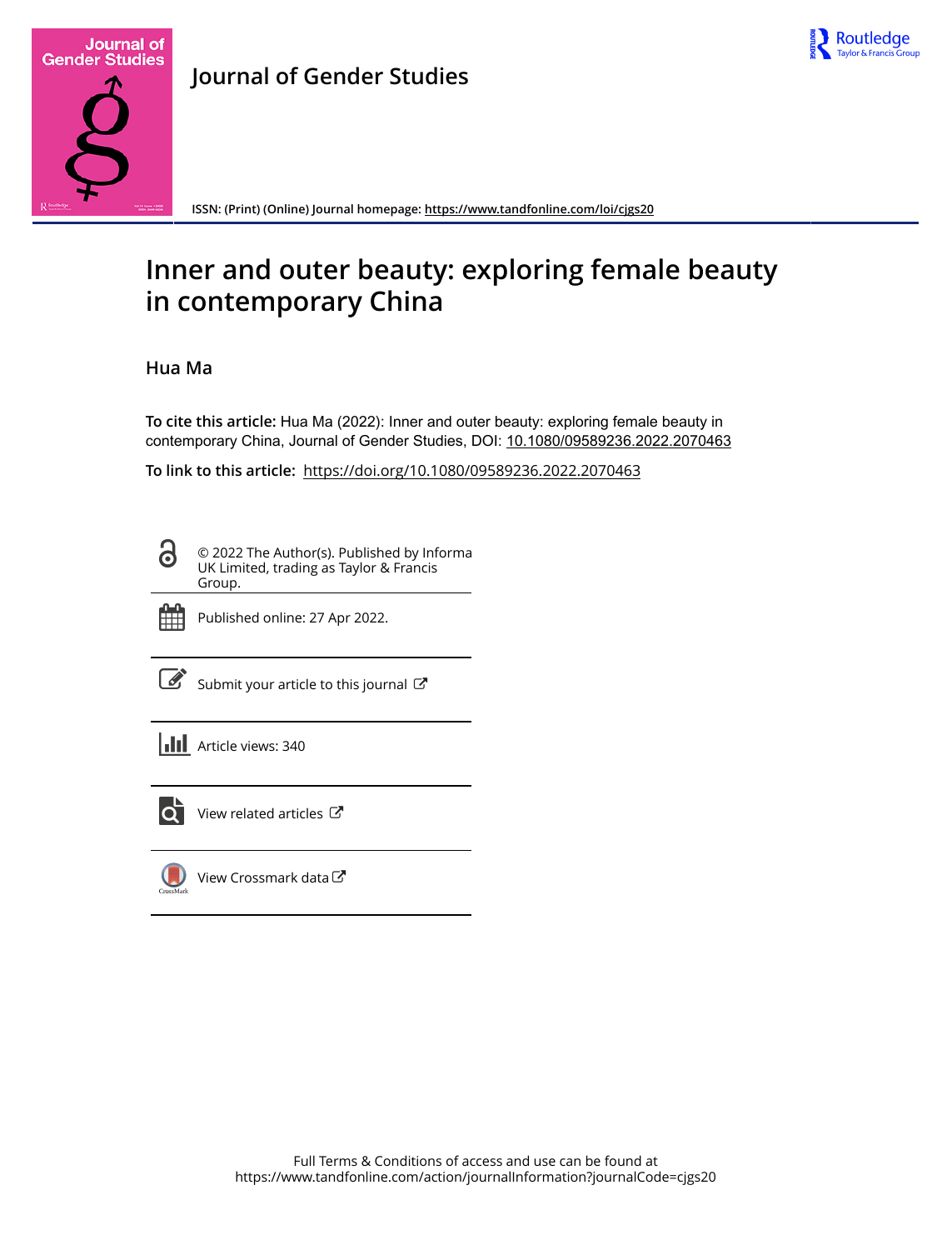Journal of Gender Studies

ISSN: (Print) (Online) Journal homepage: https://www.tandfonline.com/loi/cjgs20

# Inner and outer beauty: exploring female beauty in contemporary China

Hua Ma

**To cite this article:** Hua Ma (2022): Inner and outer beauty: exploring female beauty in contemporary China, Journal of Gender Studies, DOI: 10.1080/09589236.2022.2070463

**To link to this article:** https://doi.org/10.1080/09589236.2022.2070463

© 2022 The Author(s). Published by Informa UK Limited, trading as Taylor & Francis Group.

Published online: 27 Apr 2022.

Submit your article to this journal

Article views: 340

View related articles

View Crossmark data

Full Terms & Conditions of access and use can be found at https://www.tandfonline.com/action/journalInformation?journalCode=cjgs20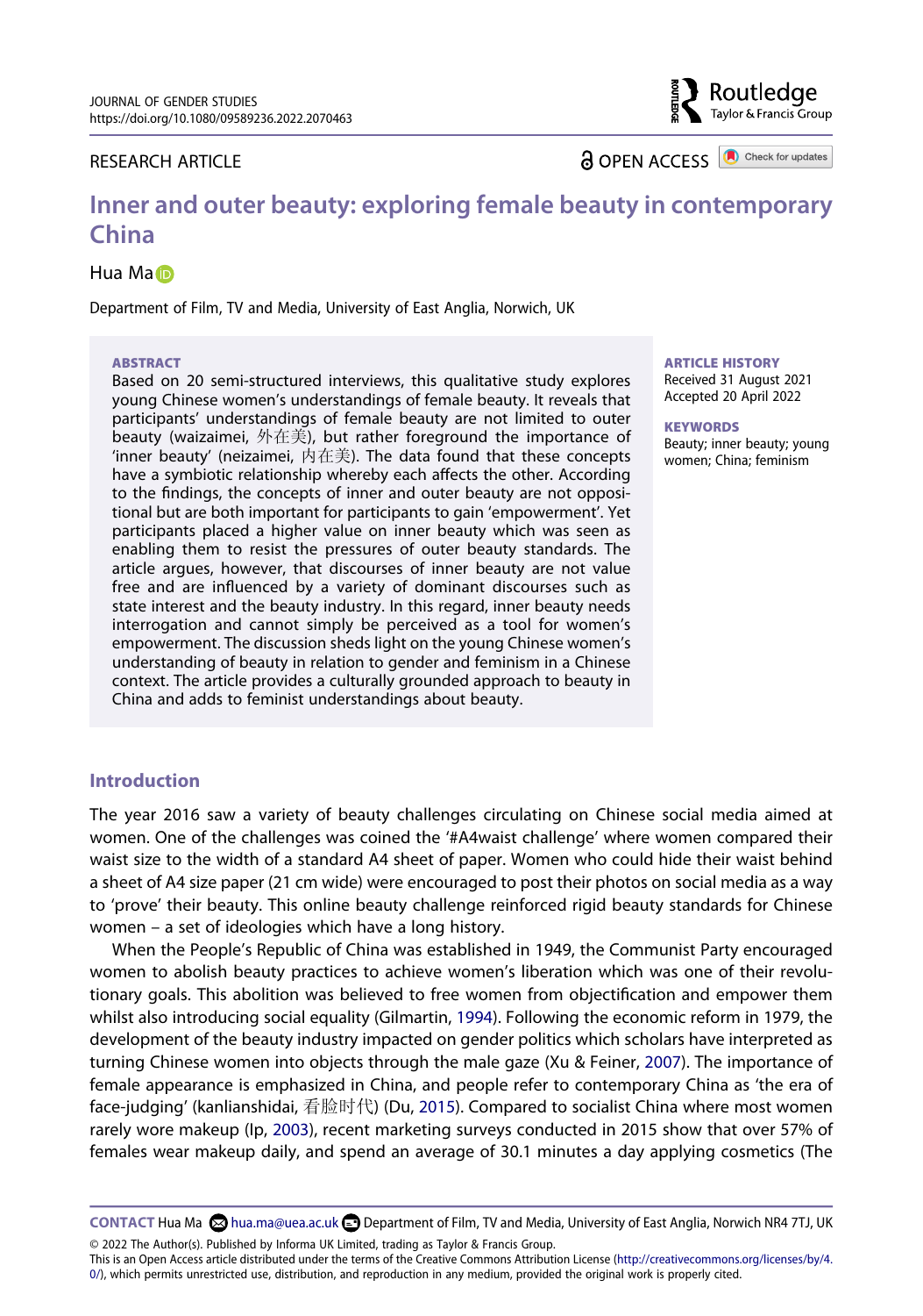JOURNAL OF GENDER STUDIES
https://doi.org/10.1080/09589236.2022.2070463

RESEARCH ARTICLE

OPEN ACCESS

# Inner and outer beauty: exploring female beauty in contemporary China

Hua Ma

Department of Film, TV and Media, University of East Anglia, Norwich, UK

**ABSTRACT**

Based on 20 semi-structured interviews, this qualitative study explores young Chinese women's understandings of female beauty. It reveals that participants' understandings of female beauty are not limited to outer beauty (waizaimei, 外在美), but rather foreground the importance of 'inner beauty' (neizaimei, 内在美). The data found that these concepts have a symbiotic relationship whereby each affects the other. According to the findings, the concepts of inner and outer beauty are not oppositional but are both important for participants to gain 'empowerment'. Yet participants placed a higher value on inner beauty which was seen as enabling them to resist the pressures of outer beauty standards. The article argues, however, that discourses of inner beauty are not value free and are influenced by a variety of dominant discourses such as state interest and the beauty industry. In this regard, inner beauty needs interrogation and cannot simply be perceived as a tool for women's empowerment. The discussion sheds light on the young Chinese women's understanding of beauty in relation to gender and feminism in a Chinese context. The article provides a culturally grounded approach to beauty in China and adds to feminist understandings about beauty.

**ARTICLE HISTORY**
Received 31 August 2021
Accepted 20 April 2022

**KEYWORDS**
Beauty; inner beauty; young women; China; feminism

## Introduction

The year 2016 saw a variety of beauty challenges circulating on Chinese social media aimed at women. One of the challenges was coined the '#A4waist challenge' where women compared their waist size to the width of a standard A4 sheet of paper. Women who could hide their waist behind a sheet of A4 size paper (21 cm wide) were encouraged to post their photos on social media as a way to 'prove' their beauty. This online beauty challenge reinforced rigid beauty standards for Chinese women – a set of ideologies which have a long history.

When the People's Republic of China was established in 1949, the Communist Party encouraged women to abolish beauty practices to achieve women's liberation which was one of their revolutionary goals. This abolition was believed to free women from objectification and empower them whilst also introducing social equality (Gilmartin, 1994). Following the economic reform in 1979, the development of the beauty industry impacted on gender politics which scholars have interpreted as turning Chinese women into objects through the male gaze (Xu & Feiner, 2007). The importance of female appearance is emphasized in China, and people refer to contemporary China as 'the era of face-judging' (kanlianshidai, 看脸时代) (Du, 2015). Compared to socialist China where most women rarely wore makeup (Ip, 2003), recent marketing surveys conducted in 2015 show that over 57% of females wear makeup daily, and spend an average of 30.1 minutes a day applying cosmetics (The

**CONTACT** Hua Ma hua.ma@uea.ac.uk Department of Film, TV and Media, University of East Anglia, Norwich NR4 7TJ, UK

© 2022 The Author(s). Published by Informa UK Limited, trading as Taylor & Francis Group.
This is an Open Access article distributed under the terms of the Creative Commons Attribution License (http://creativecommons.org/licenses/by/4.0/), which permits unrestricted use, distribution, and reproduction in any medium, provided the original work is properly cited.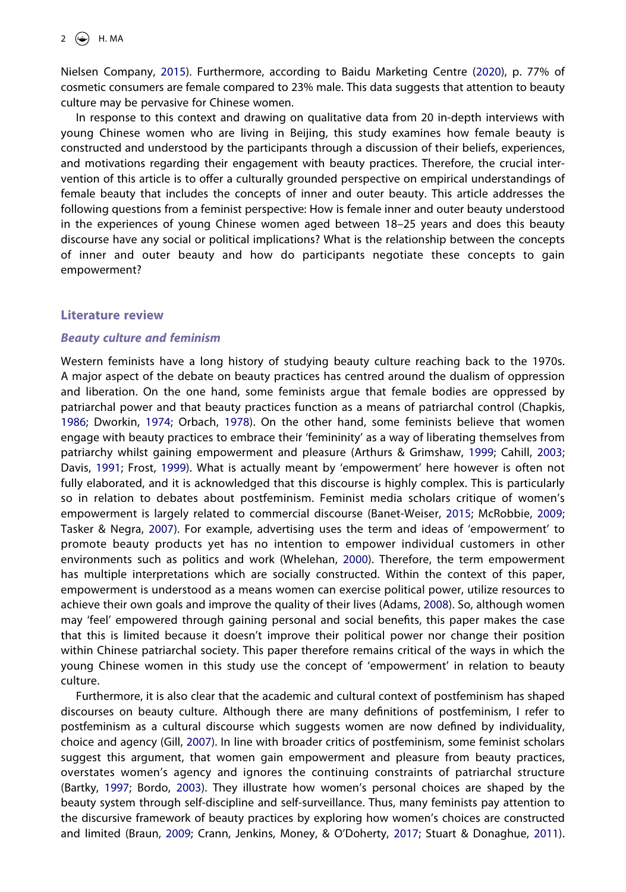Nielsen Company, 2015). Furthermore, according to Baidu Marketing Centre (2020), p. 77% of cosmetic consumers are female compared to 23% male. This data suggests that attention to beauty culture may be pervasive for Chinese women.

In response to this context and drawing on qualitative data from 20 in-depth interviews with young Chinese women who are living in Beijing, this study examines how female beauty is constructed and understood by the participants through a discussion of their beliefs, experiences, and motivations regarding their engagement with beauty practices. Therefore, the crucial intervention of this article is to offer a culturally grounded perspective on empirical understandings of female beauty that includes the concepts of inner and outer beauty. This article addresses the following questions from a feminist perspective: How is female inner and outer beauty understood in the experiences of young Chinese women aged between 18–25 years and does this beauty discourse have any social or political implications? What is the relationship between the concepts of inner and outer beauty and how do participants negotiate these concepts to gain empowerment?

## Literature review

### *Beauty culture and feminism*

Western feminists have a long history of studying beauty culture reaching back to the 1970s. A major aspect of the debate on beauty practices has centred around the dualism of oppression and liberation. On the one hand, some feminists argue that female bodies are oppressed by patriarchal power and that beauty practices function as a means of patriarchal control (Chapkis, 1986; Dworkin, 1974; Orbach, 1978). On the other hand, some feminists believe that women engage with beauty practices to embrace their 'femininity' as a way of liberating themselves from patriarchy whilst gaining empowerment and pleasure (Arthurs & Grimshaw, 1999; Cahill, 2003; Davis, 1991; Frost, 1999). What is actually meant by 'empowerment' here however is often not fully elaborated, and it is acknowledged that this discourse is highly complex. This is particularly so in relation to debates about postfeminism. Feminist media scholars critique of women's empowerment is largely related to commercial discourse (Banet-Weiser, 2015; McRobbie, 2009; Tasker & Negra, 2007). For example, advertising uses the term and ideas of 'empowerment' to promote beauty products yet has no intention to empower individual customers in other environments such as politics and work (Whelehan, 2000). Therefore, the term empowerment has multiple interpretations which are socially constructed. Within the context of this paper, empowerment is understood as a means women can exercise political power, utilize resources to achieve their own goals and improve the quality of their lives (Adams, 2008). So, although women may 'feel' empowered through gaining personal and social benefits, this paper makes the case that this is limited because it doesn't improve their political power nor change their position within Chinese patriarchal society. This paper therefore remains critical of the ways in which the young Chinese women in this study use the concept of 'empowerment' in relation to beauty culture.

Furthermore, it is also clear that the academic and cultural context of postfeminism has shaped discourses on beauty culture. Although there are many definitions of postfeminism, I refer to postfeminism as a cultural discourse which suggests women are now defined by individuality, choice and agency (Gill, 2007). In line with broader critics of postfeminism, some feminist scholars suggest this argument, that women gain empowerment and pleasure from beauty practices, overstates women's agency and ignores the continuing constraints of patriarchal structure (Bartky, 1997; Bordo, 2003). They illustrate how women's personal choices are shaped by the beauty system through self-discipline and self-surveillance. Thus, many feminists pay attention to the discursive framework of beauty practices by exploring how women's choices are constructed and limited (Braun, 2009; Crann, Jenkins, Money, & O'Doherty, 2017; Stuart & Donaghue, 2011).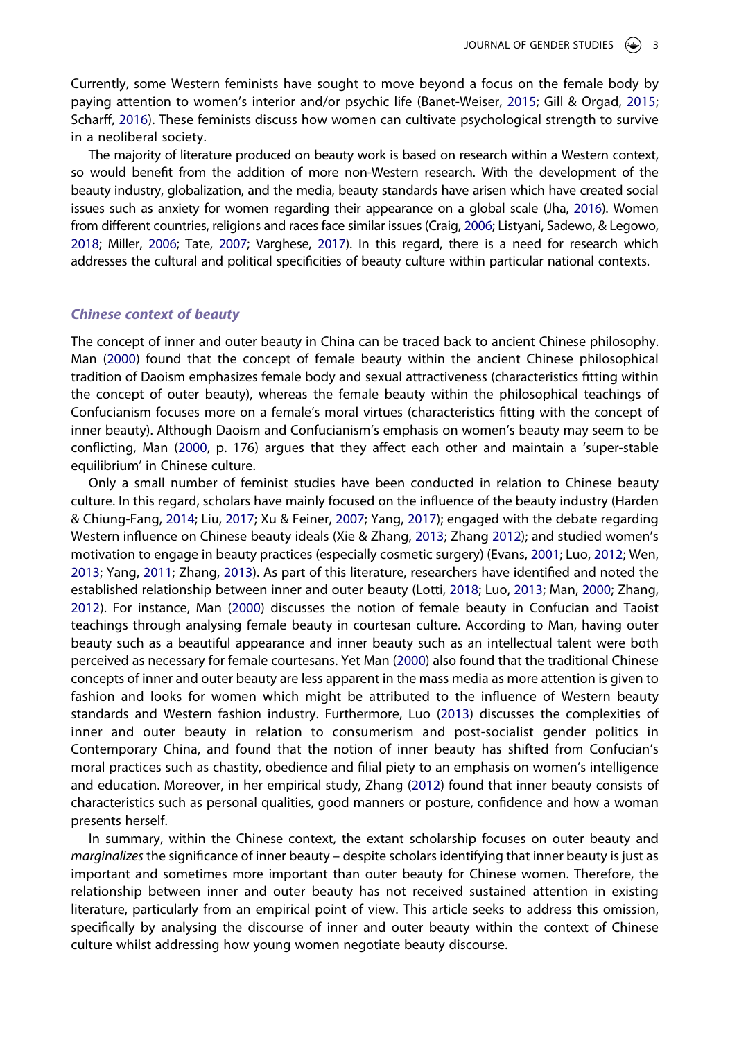Currently, some Western feminists have sought to move beyond a focus on the female body by paying attention to women's interior and/or psychic life (Banet-Weiser, 2015; Gill & Orgad, 2015; Scharff, 2016). These feminists discuss how women can cultivate psychological strength to survive in a neoliberal society.

The majority of literature produced on beauty work is based on research within a Western context, so would benefit from the addition of more non-Western research. With the development of the beauty industry, globalization, and the media, beauty standards have arisen which have created social issues such as anxiety for women regarding their appearance on a global scale (Jha, 2016). Women from different countries, religions and races face similar issues (Craig, 2006; Listyani, Sadewo, & Legowo, 2018; Miller, 2006; Tate, 2007; Varghese, 2017). In this regard, there is a need for research which addresses the cultural and political specificities of beauty culture within particular national contexts.

### *Chinese context of beauty*

The concept of inner and outer beauty in China can be traced back to ancient Chinese philosophy. Man (2000) found that the concept of female beauty within the ancient Chinese philosophical tradition of Daoism emphasizes female body and sexual attractiveness (characteristics fitting within the concept of outer beauty), whereas the female beauty within the philosophical teachings of Confucianism focuses more on a female's moral virtues (characteristics fitting with the concept of inner beauty). Although Daoism and Confucianism's emphasis on women's beauty may seem to be conflicting, Man (2000, p. 176) argues that they affect each other and maintain a 'super-stable equilibrium' in Chinese culture.

Only a small number of feminist studies have been conducted in relation to Chinese beauty culture. In this regard, scholars have mainly focused on the influence of the beauty industry (Harden & Chiung-Fang, 2014; Liu, 2017; Xu & Feiner, 2007; Yang, 2017); engaged with the debate regarding Western influence on Chinese beauty ideals (Xie & Zhang, 2013; Zhang 2012); and studied women's motivation to engage in beauty practices (especially cosmetic surgery) (Evans, 2001; Luo, 2012; Wen, 2013; Yang, 2011; Zhang, 2013). As part of this literature, researchers have identified and noted the established relationship between inner and outer beauty (Lotti, 2018; Luo, 2013; Man, 2000; Zhang, 2012). For instance, Man (2000) discusses the notion of female beauty in Confucian and Taoist teachings through analysing female beauty in courtesan culture. According to Man, having outer beauty such as a beautiful appearance and inner beauty such as an intellectual talent were both perceived as necessary for female courtesans. Yet Man (2000) also found that the traditional Chinese concepts of inner and outer beauty are less apparent in the mass media as more attention is given to fashion and looks for women which might be attributed to the influence of Western beauty standards and Western fashion industry. Furthermore, Luo (2013) discusses the complexities of inner and outer beauty in relation to consumerism and post-socialist gender politics in Contemporary China, and found that the notion of inner beauty has shifted from Confucian's moral practices such as chastity, obedience and filial piety to an emphasis on women's intelligence and education. Moreover, in her empirical study, Zhang (2012) found that inner beauty consists of characteristics such as personal qualities, good manners or posture, confidence and how a woman presents herself.

In summary, within the Chinese context, the extant scholarship focuses on outer beauty and *marginalizes* the significance of inner beauty – despite scholars identifying that inner beauty is just as important and sometimes more important than outer beauty for Chinese women. Therefore, the relationship between inner and outer beauty has not received sustained attention in existing literature, particularly from an empirical point of view. This article seeks to address this omission, specifically by analysing the discourse of inner and outer beauty within the context of Chinese culture whilst addressing how young women negotiate beauty discourse.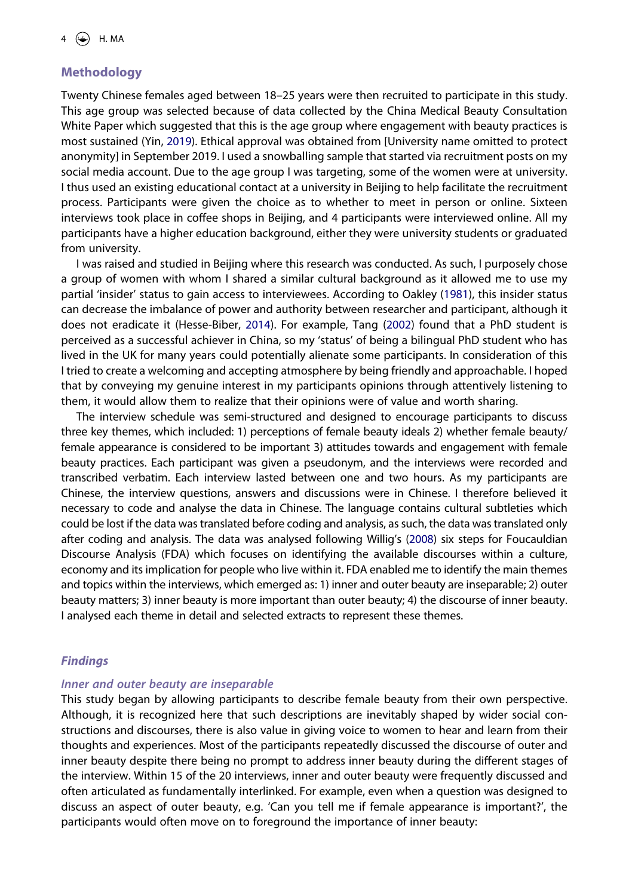## Methodology

Twenty Chinese females aged between 18–25 years were then recruited to participate in this study. This age group was selected because of data collected by the China Medical Beauty Consultation White Paper which suggested that this is the age group where engagement with beauty practices is most sustained (Yin, 2019). Ethical approval was obtained from [University name omitted to protect anonymity] in September 2019. I used a snowballing sample that started via recruitment posts on my social media account. Due to the age group I was targeting, some of the women were at university. I thus used an existing educational contact at a university in Beijing to help facilitate the recruitment process. Participants were given the choice as to whether to meet in person or online. Sixteen interviews took place in coffee shops in Beijing, and 4 participants were interviewed online. All my participants have a higher education background, either they were university students or graduated from university.

I was raised and studied in Beijing where this research was conducted. As such, I purposely chose a group of women with whom I shared a similar cultural background as it allowed me to use my partial 'insider' status to gain access to interviewees. According to Oakley (1981), this insider status can decrease the imbalance of power and authority between researcher and participant, although it does not eradicate it (Hesse-Biber, 2014). For example, Tang (2002) found that a PhD student is perceived as a successful achiever in China, so my 'status' of being a bilingual PhD student who has lived in the UK for many years could potentially alienate some participants. In consideration of this I tried to create a welcoming and accepting atmosphere by being friendly and approachable. I hoped that by conveying my genuine interest in my participants opinions through attentively listening to them, it would allow them to realize that their opinions were of value and worth sharing.

The interview schedule was semi-structured and designed to encourage participants to discuss three key themes, which included: 1) perceptions of female beauty ideals 2) whether female beauty/ female appearance is considered to be important 3) attitudes towards and engagement with female beauty practices. Each participant was given a pseudonym, and the interviews were recorded and transcribed verbatim. Each interview lasted between one and two hours. As my participants are Chinese, the interview questions, answers and discussions were in Chinese. I therefore believed it necessary to code and analyse the data in Chinese. The language contains cultural subtleties which could be lost if the data was translated before coding and analysis, as such, the data was translated only after coding and analysis. The data was analysed following Willig's (2008) six steps for Foucauldian Discourse Analysis (FDA) which focuses on identifying the available discourses within a culture, economy and its implication for people who live within it. FDA enabled me to identify the main themes and topics within the interviews, which emerged as: 1) inner and outer beauty are inseparable; 2) outer beauty matters; 3) inner beauty is more important than outer beauty; 4) the discourse of inner beauty. I analysed each theme in detail and selected extracts to represent these themes.

## *Findings*

### *Inner and outer beauty are inseparable*

This study began by allowing participants to describe female beauty from their own perspective. Although, it is recognized here that such descriptions are inevitably shaped by wider social constructions and discourses, there is also value in giving voice to women to hear and learn from their thoughts and experiences. Most of the participants repeatedly discussed the discourse of outer and inner beauty despite there being no prompt to address inner beauty during the different stages of the interview. Within 15 of the 20 interviews, inner and outer beauty were frequently discussed and often articulated as fundamentally interlinked. For example, even when a question was designed to discuss an aspect of outer beauty, e.g. 'Can you tell me if female appearance is important?', the participants would often move on to foreground the importance of inner beauty: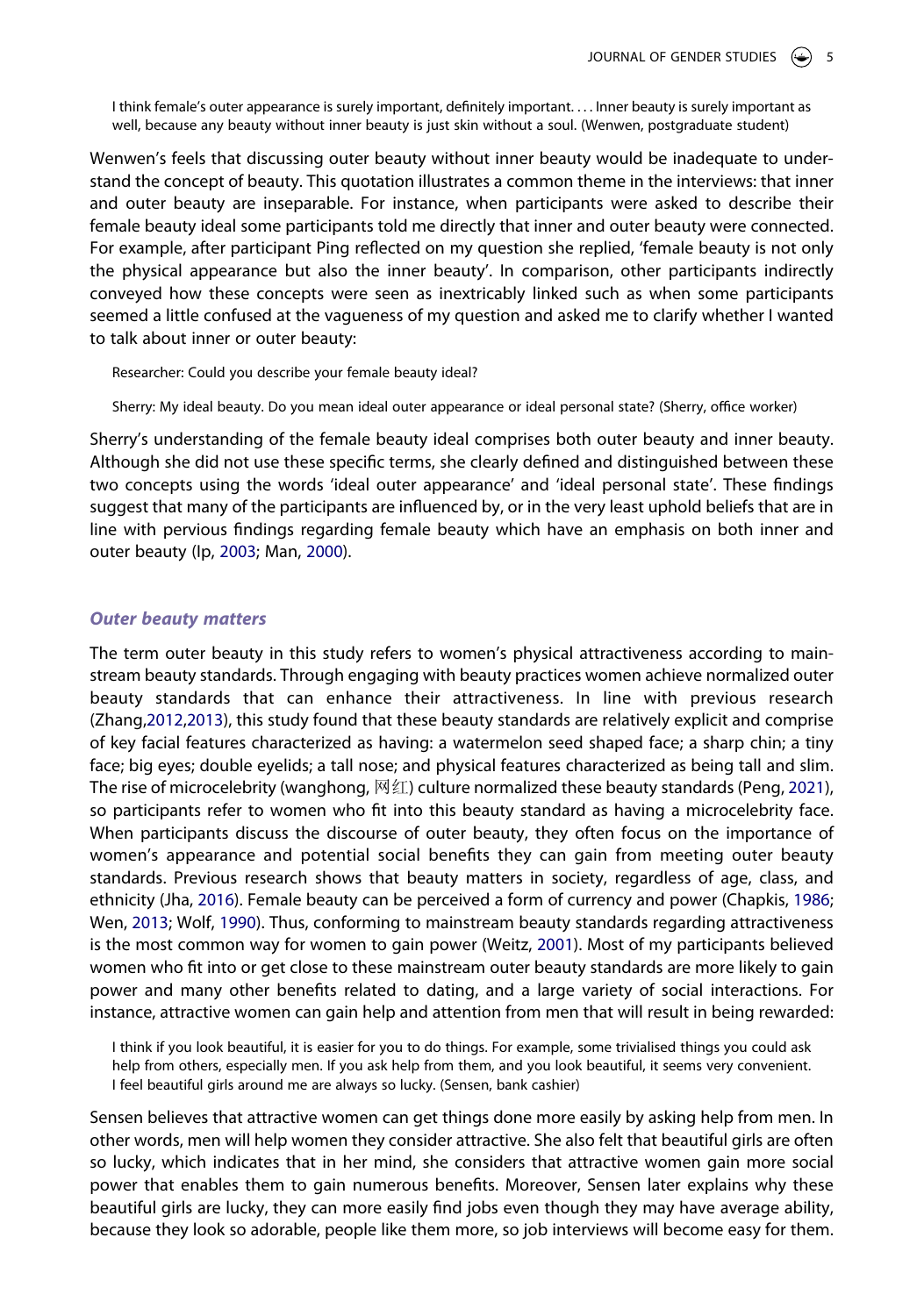> I think female's outer appearance is surely important, definitely important. . . . Inner beauty is surely important as well, because any beauty without inner beauty is just skin without a soul. (Wenwen, postgraduate student)

Wenwen's feels that discussing outer beauty without inner beauty would be inadequate to understand the concept of beauty. This quotation illustrates a common theme in the interviews: that inner and outer beauty are inseparable. For instance, when participants were asked to describe their female beauty ideal some participants told me directly that inner and outer beauty were connected. For example, after participant Ping reflected on my question she replied, 'female beauty is not only the physical appearance but also the inner beauty'. In comparison, other participants indirectly conveyed how these concepts were seen as inextricably linked such as when some participants seemed a little confused at the vagueness of my question and asked me to clarify whether I wanted to talk about inner or outer beauty:

> Researcher: Could you describe your female beauty ideal?
>
> Sherry: My ideal beauty. Do you mean ideal outer appearance or ideal personal state? (Sherry, office worker)

Sherry's understanding of the female beauty ideal comprises both outer beauty and inner beauty. Although she did not use these specific terms, she clearly defined and distinguished between these two concepts using the words 'ideal outer appearance' and 'ideal personal state'. These findings suggest that many of the participants are influenced by, or in the very least uphold beliefs that are in line with pervious findings regarding female beauty which have an emphasis on both inner and outer beauty (Ip, 2003; Man, 2000).

### *Outer beauty matters*

The term outer beauty in this study refers to women's physical attractiveness according to mainstream beauty standards. Through engaging with beauty practices women achieve normalized outer beauty standards that can enhance their attractiveness. In line with previous research (Zhang,2012,2013), this study found that these beauty standards are relatively explicit and comprise of key facial features characterized as having: a watermelon seed shaped face; a sharp chin; a tiny face; big eyes; double eyelids; a tall nose; and physical features characterized as being tall and slim. The rise of microcelebrity (wanghong, 网红) culture normalized these beauty standards (Peng, 2021), so participants refer to women who fit into this beauty standard as having a microcelebrity face. When participants discuss the discourse of outer beauty, they often focus on the importance of women's appearance and potential social benefits they can gain from meeting outer beauty standards. Previous research shows that beauty matters in society, regardless of age, class, and ethnicity (Jha, 2016). Female beauty can be perceived a form of currency and power (Chapkis, 1986; Wen, 2013; Wolf, 1990). Thus, conforming to mainstream beauty standards regarding attractiveness is the most common way for women to gain power (Weitz, 2001). Most of my participants believed women who fit into or get close to these mainstream outer beauty standards are more likely to gain power and many other benefits related to dating, and a large variety of social interactions. For instance, attractive women can gain help and attention from men that will result in being rewarded:

> I think if you look beautiful, it is easier for you to do things. For example, some trivialised things you could ask help from others, especially men. If you ask help from them, and you look beautiful, it seems very convenient. I feel beautiful girls around me are always so lucky. (Sensen, bank cashier)

Sensen believes that attractive women can get things done more easily by asking help from men. In other words, men will help women they consider attractive. She also felt that beautiful girls are often so lucky, which indicates that in her mind, she considers that attractive women gain more social power that enables them to gain numerous benefits. Moreover, Sensen later explains why these beautiful girls are lucky, they can more easily find jobs even though they may have average ability, because they look so adorable, people like them more, so job interviews will become easy for them.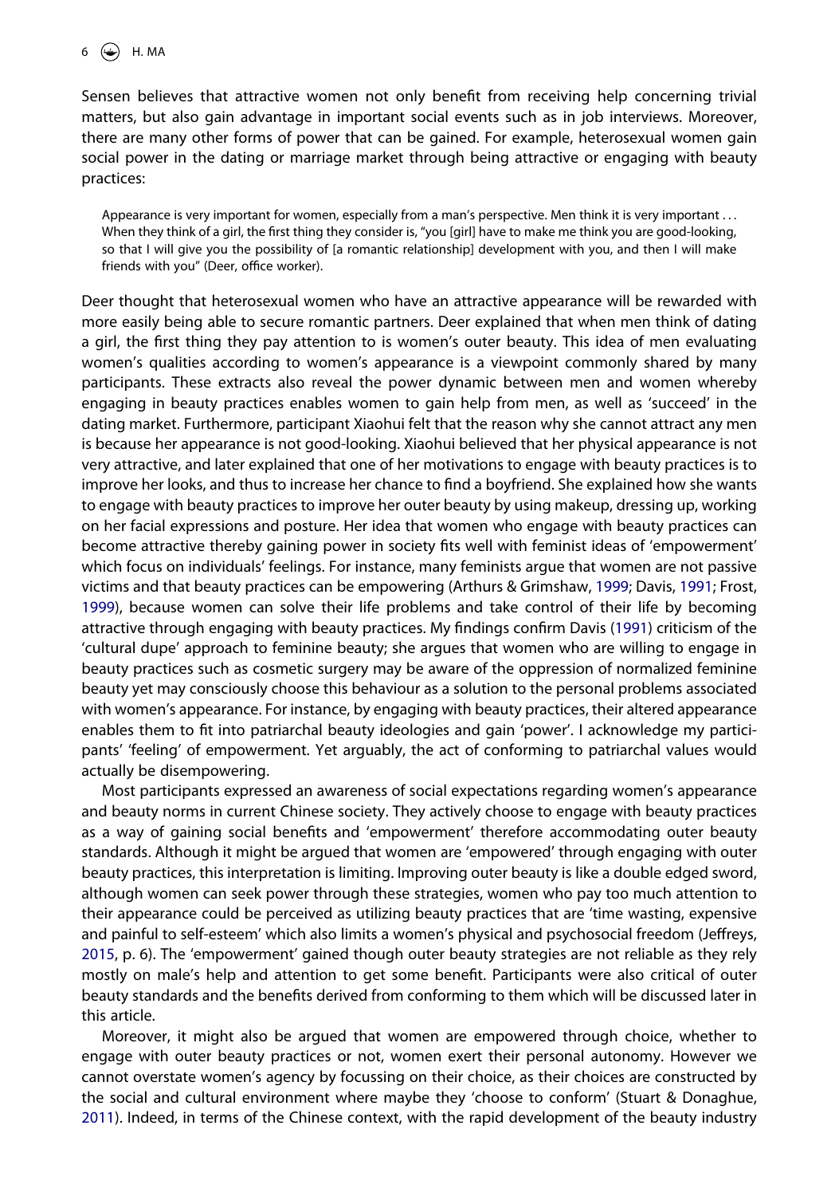Sensen believes that attractive women not only benefit from receiving help concerning trivial matters, but also gain advantage in important social events such as in job interviews. Moreover, there are many other forms of power that can be gained. For example, heterosexual women gain social power in the dating or marriage market through being attractive or engaging with beauty practices:

> Appearance is very important for women, especially from a man's perspective. Men think it is very important . . . When they think of a girl, the first thing they consider is, "you [girl] have to make me think you are good-looking, so that I will give you the possibility of [a romantic relationship] development with you, and then I will make friends with you" (Deer, office worker).

Deer thought that heterosexual women who have an attractive appearance will be rewarded with more easily being able to secure romantic partners. Deer explained that when men think of dating a girl, the first thing they pay attention to is women's outer beauty. This idea of men evaluating women's qualities according to women's appearance is a viewpoint commonly shared by many participants. These extracts also reveal the power dynamic between men and women whereby engaging in beauty practices enables women to gain help from men, as well as 'succeed' in the dating market. Furthermore, participant Xiaohui felt that the reason why she cannot attract any men is because her appearance is not good-looking. Xiaohui believed that her physical appearance is not very attractive, and later explained that one of her motivations to engage with beauty practices is to improve her looks, and thus to increase her chance to find a boyfriend. She explained how she wants to engage with beauty practices to improve her outer beauty by using makeup, dressing up, working on her facial expressions and posture. Her idea that women who engage with beauty practices can become attractive thereby gaining power in society fits well with feminist ideas of 'empowerment' which focus on individuals' feelings. For instance, many feminists argue that women are not passive victims and that beauty practices can be empowering (Arthurs & Grimshaw, 1999; Davis, 1991; Frost, 1999), because women can solve their life problems and take control of their life by becoming attractive through engaging with beauty practices. My findings confirm Davis (1991) criticism of the 'cultural dupe' approach to feminine beauty; she argues that women who are willing to engage in beauty practices such as cosmetic surgery may be aware of the oppression of normalized feminine beauty yet may consciously choose this behaviour as a solution to the personal problems associated with women's appearance. For instance, by engaging with beauty practices, their altered appearance enables them to fit into patriarchal beauty ideologies and gain 'power'. I acknowledge my participants' 'feeling' of empowerment. Yet arguably, the act of conforming to patriarchal values would actually be disempowering.

Most participants expressed an awareness of social expectations regarding women's appearance and beauty norms in current Chinese society. They actively choose to engage with beauty practices as a way of gaining social benefits and 'empowerment' therefore accommodating outer beauty standards. Although it might be argued that women are 'empowered' through engaging with outer beauty practices, this interpretation is limiting. Improving outer beauty is like a double edged sword, although women can seek power through these strategies, women who pay too much attention to their appearance could be perceived as utilizing beauty practices that are 'time wasting, expensive and painful to self-esteem' which also limits a women's physical and psychosocial freedom (Jeffreys, 2015, p. 6). The 'empowerment' gained though outer beauty strategies are not reliable as they rely mostly on male's help and attention to get some benefit. Participants were also critical of outer beauty standards and the benefits derived from conforming to them which will be discussed later in this article.

Moreover, it might also be argued that women are empowered through choice, whether to engage with outer beauty practices or not, women exert their personal autonomy. However we cannot overstate women's agency by focussing on their choice, as their choices are constructed by the social and cultural environment where maybe they 'choose to conform' (Stuart & Donaghue, 2011). Indeed, in terms of the Chinese context, with the rapid development of the beauty industry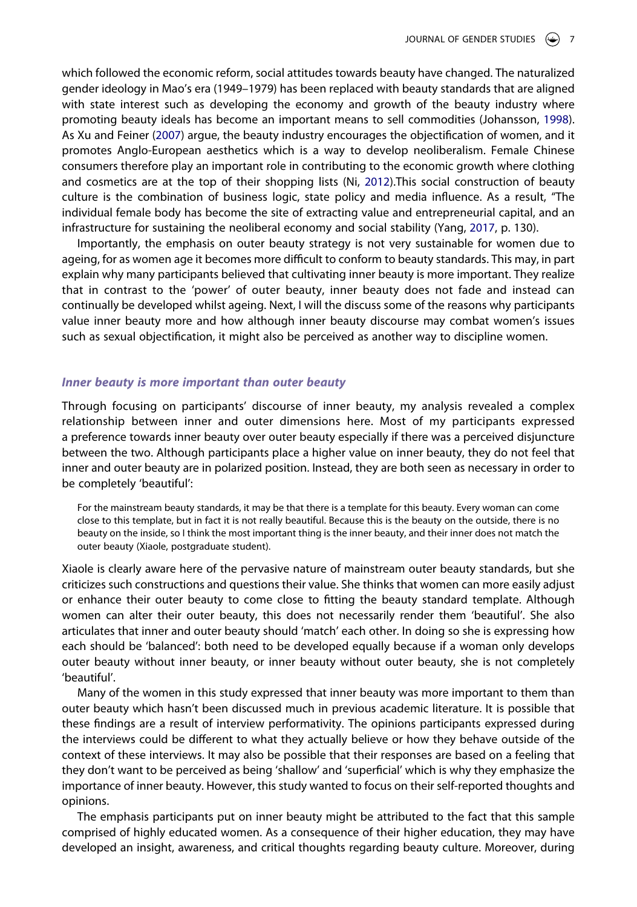which followed the economic reform, social attitudes towards beauty have changed. The naturalized gender ideology in Mao's era (1949–1979) has been replaced with beauty standards that are aligned with state interest such as developing the economy and growth of the beauty industry where promoting beauty ideals has become an important means to sell commodities (Johansson, 1998). As Xu and Feiner (2007) argue, the beauty industry encourages the objectification of women, and it promotes Anglo-European aesthetics which is a way to develop neoliberalism. Female Chinese consumers therefore play an important role in contributing to the economic growth where clothing and cosmetics are at the top of their shopping lists (Ni, 2012).This social construction of beauty culture is the combination of business logic, state policy and media influence. As a result, "The individual female body has become the site of extracting value and entrepreneurial capital, and an infrastructure for sustaining the neoliberal economy and social stability (Yang, 2017, p. 130).

Importantly, the emphasis on outer beauty strategy is not very sustainable for women due to ageing, for as women age it becomes more difficult to conform to beauty standards. This may, in part explain why many participants believed that cultivating inner beauty is more important. They realize that in contrast to the 'power' of outer beauty, inner beauty does not fade and instead can continually be developed whilst ageing. Next, I will the discuss some of the reasons why participants value inner beauty more and how although inner beauty discourse may combat women's issues such as sexual objectification, it might also be perceived as another way to discipline women.

### *Inner beauty is more important than outer beauty*

Through focusing on participants' discourse of inner beauty, my analysis revealed a complex relationship between inner and outer dimensions here. Most of my participants expressed a preference towards inner beauty over outer beauty especially if there was a perceived disjuncture between the two. Although participants place a higher value on inner beauty, they do not feel that inner and outer beauty are in polarized position. Instead, they are both seen as necessary in order to be completely 'beautiful':

> For the mainstream beauty standards, it may be that there is a template for this beauty. Every woman can come close to this template, but in fact it is not really beautiful. Because this is the beauty on the outside, there is no beauty on the inside, so I think the most important thing is the inner beauty, and their inner does not match the outer beauty (Xiaole, postgraduate student).

Xiaole is clearly aware here of the pervasive nature of mainstream outer beauty standards, but she criticizes such constructions and questions their value. She thinks that women can more easily adjust or enhance their outer beauty to come close to fitting the beauty standard template. Although women can alter their outer beauty, this does not necessarily render them 'beautiful'. She also articulates that inner and outer beauty should 'match' each other. In doing so she is expressing how each should be 'balanced': both need to be developed equally because if a woman only develops outer beauty without inner beauty, or inner beauty without outer beauty, she is not completely 'beautiful'.

Many of the women in this study expressed that inner beauty was more important to them than outer beauty which hasn't been discussed much in previous academic literature. It is possible that these findings are a result of interview performativity. The opinions participants expressed during the interviews could be different to what they actually believe or how they behave outside of the context of these interviews. It may also be possible that their responses are based on a feeling that they don't want to be perceived as being 'shallow' and 'superficial' which is why they emphasize the importance of inner beauty. However, this study wanted to focus on their self-reported thoughts and opinions.

The emphasis participants put on inner beauty might be attributed to the fact that this sample comprised of highly educated women. As a consequence of their higher education, they may have developed an insight, awareness, and critical thoughts regarding beauty culture. Moreover, during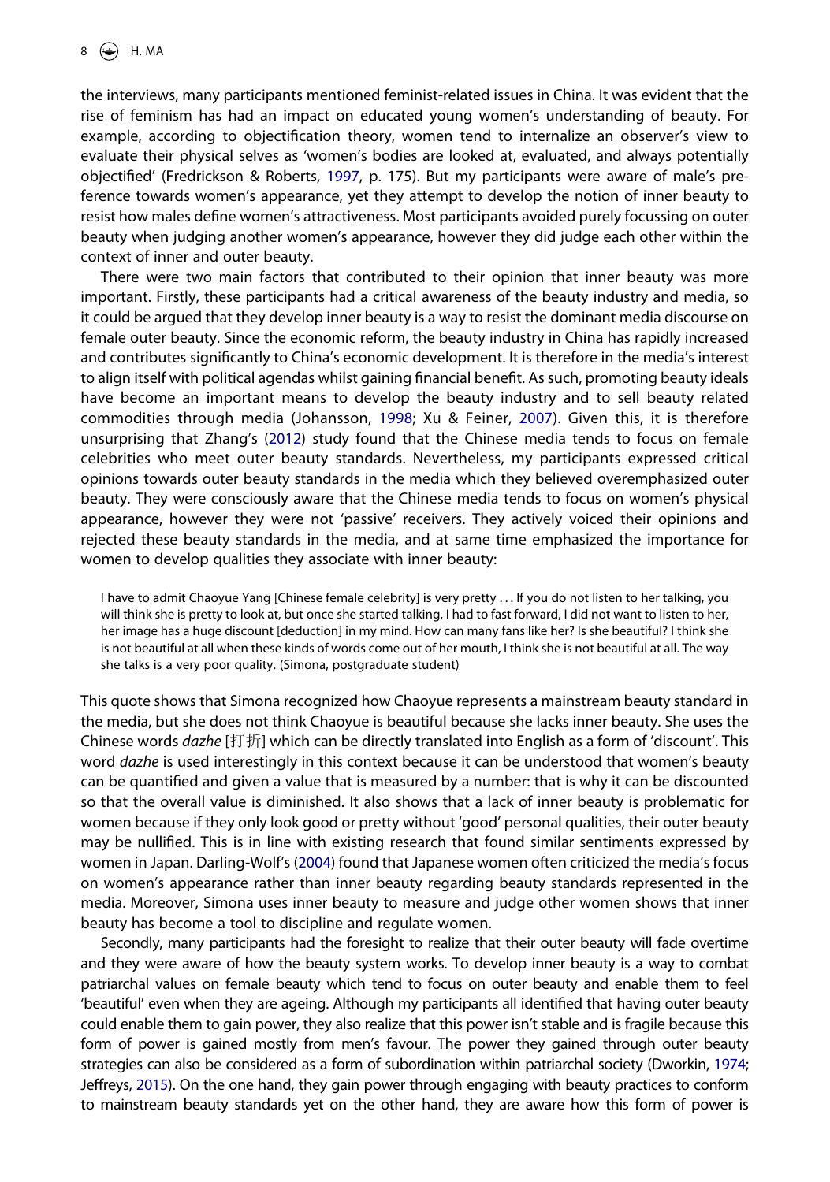the interviews, many participants mentioned feminist-related issues in China. It was evident that the rise of feminism has had an impact on educated young women's understanding of beauty. For example, according to objectification theory, women tend to internalize an observer's view to evaluate their physical selves as 'women's bodies are looked at, evaluated, and always potentially objectified' (Fredrickson & Roberts, 1997, p. 175). But my participants were aware of male's preference towards women's appearance, yet they attempt to develop the notion of inner beauty to resist how males define women's attractiveness. Most participants avoided purely focussing on outer beauty when judging another women's appearance, however they did judge each other within the context of inner and outer beauty.

There were two main factors that contributed to their opinion that inner beauty was more important. Firstly, these participants had a critical awareness of the beauty industry and media, so it could be argued that they develop inner beauty is a way to resist the dominant media discourse on female outer beauty. Since the economic reform, the beauty industry in China has rapidly increased and contributes significantly to China's economic development. It is therefore in the media's interest to align itself with political agendas whilst gaining financial benefit. As such, promoting beauty ideals have become an important means to develop the beauty industry and to sell beauty related commodities through media (Johansson, 1998; Xu & Feiner, 2007). Given this, it is therefore unsurprising that Zhang's (2012) study found that the Chinese media tends to focus on female celebrities who meet outer beauty standards. Nevertheless, my participants expressed critical opinions towards outer beauty standards in the media which they believed overemphasized outer beauty. They were consciously aware that the Chinese media tends to focus on women's physical appearance, however they were not 'passive' receivers. They actively voiced their opinions and rejected these beauty standards in the media, and at same time emphasized the importance for women to develop qualities they associate with inner beauty:

> I have to admit Chaoyue Yang [Chinese female celebrity] is very pretty . . . If you do not listen to her talking, you will think she is pretty to look at, but once she started talking, I had to fast forward, I did not want to listen to her, her image has a huge discount [deduction] in my mind. How can many fans like her? Is she beautiful? I think she is not beautiful at all when these kinds of words come out of her mouth, I think she is not beautiful at all. The way she talks is a very poor quality. (Simona, postgraduate student)

This quote shows that Simona recognized how Chaoyue represents a mainstream beauty standard in the media, but she does not think Chaoyue is beautiful because she lacks inner beauty. She uses the Chinese words *dazhe* [打折] which can be directly translated into English as a form of 'discount'. This word *dazhe* is used interestingly in this context because it can be understood that women's beauty can be quantified and given a value that is measured by a number: that is why it can be discounted so that the overall value is diminished. It also shows that a lack of inner beauty is problematic for women because if they only look good or pretty without 'good' personal qualities, their outer beauty may be nullified. This is in line with existing research that found similar sentiments expressed by women in Japan. Darling-Wolf's (2004) found that Japanese women often criticized the media's focus on women's appearance rather than inner beauty regarding beauty standards represented in the media. Moreover, Simona uses inner beauty to measure and judge other women shows that inner beauty has become a tool to discipline and regulate women.

Secondly, many participants had the foresight to realize that their outer beauty will fade overtime and they were aware of how the beauty system works. To develop inner beauty is a way to combat patriarchal values on female beauty which tend to focus on outer beauty and enable them to feel 'beautiful' even when they are ageing. Although my participants all identified that having outer beauty could enable them to gain power, they also realize that this power isn't stable and is fragile because this form of power is gained mostly from men's favour. The power they gained through outer beauty strategies can also be considered as a form of subordination within patriarchal society (Dworkin, 1974; Jeffreys, 2015). On the one hand, they gain power through engaging with beauty practices to conform to mainstream beauty standards yet on the other hand, they are aware how this form of power is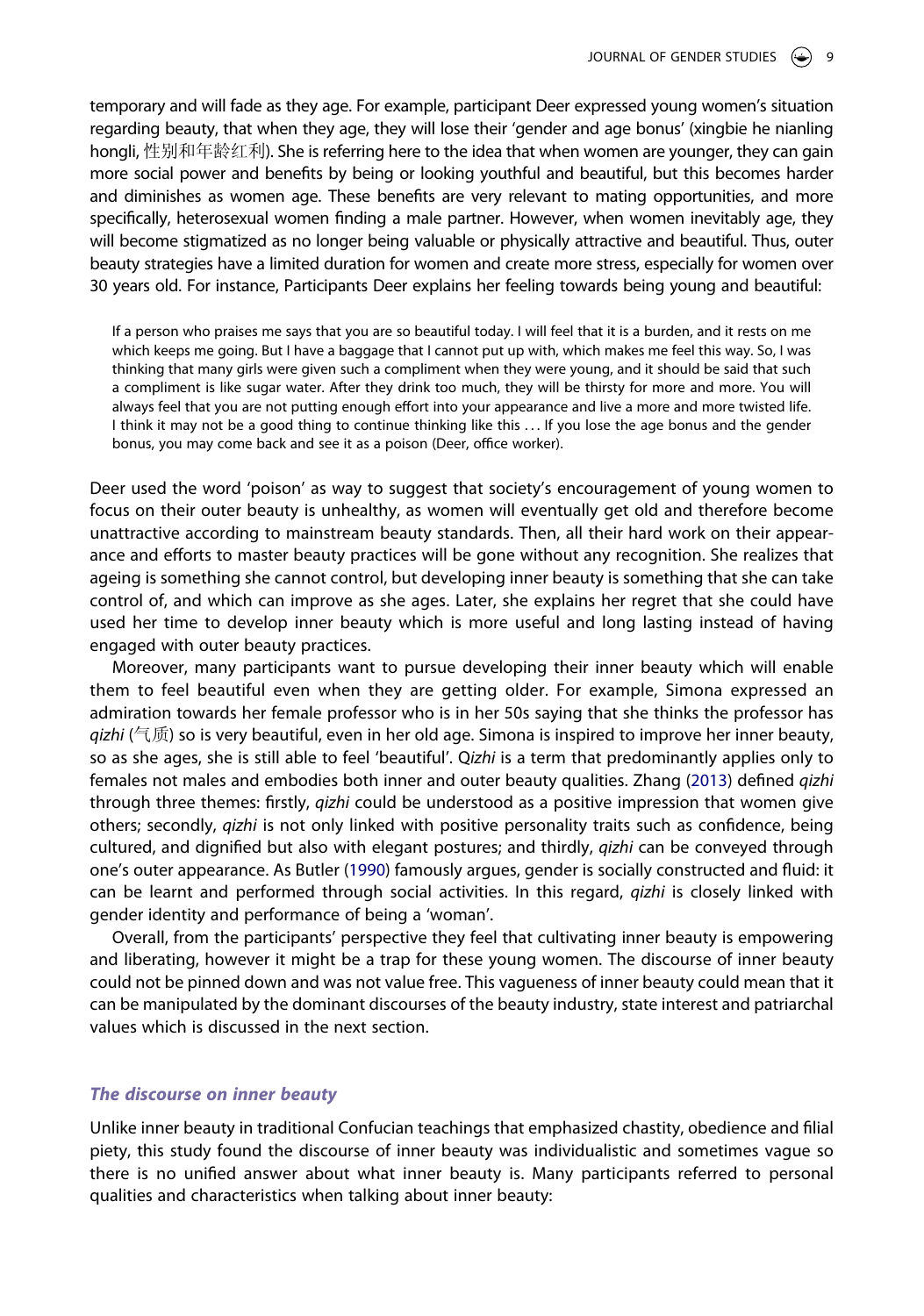temporary and will fade as they age. For example, participant Deer expressed young women's situation regarding beauty, that when they age, they will lose their 'gender and age bonus' (xingbie he nianling hongli, 性别和年龄红利). She is referring here to the idea that when women are younger, they can gain more social power and benefits by being or looking youthful and beautiful, but this becomes harder and diminishes as women age. These benefits are very relevant to mating opportunities, and more specifically, heterosexual women finding a male partner. However, when women inevitably age, they will become stigmatized as no longer being valuable or physically attractive and beautiful. Thus, outer beauty strategies have a limited duration for women and create more stress, especially for women over 30 years old. For instance, Participants Deer explains her feeling towards being young and beautiful:

> If a person who praises me says that you are so beautiful today. I will feel that it is a burden, and it rests on me which keeps me going. But I have a baggage that I cannot put up with, which makes me feel this way. So, I was thinking that many girls were given such a compliment when they were young, and it should be said that such a compliment is like sugar water. After they drink too much, they will be thirsty for more and more. You will always feel that you are not putting enough effort into your appearance and live a more and more twisted life. I think it may not be a good thing to continue thinking like this . . . If you lose the age bonus and the gender bonus, you may come back and see it as a poison (Deer, office worker).

Deer used the word 'poison' as way to suggest that society's encouragement of young women to focus on their outer beauty is unhealthy, as women will eventually get old and therefore become unattractive according to mainstream beauty standards. Then, all their hard work on their appearance and efforts to master beauty practices will be gone without any recognition. She realizes that ageing is something she cannot control, but developing inner beauty is something that she can take control of, and which can improve as she ages. Later, she explains her regret that she could have used her time to develop inner beauty which is more useful and long lasting instead of having engaged with outer beauty practices.

Moreover, many participants want to pursue developing their inner beauty which will enable them to feel beautiful even when they are getting older. For example, Simona expressed an admiration towards her female professor who is in her 50s saying that she thinks the professor has *qizhi* (气质) so is very beautiful, even in her old age. Simona is inspired to improve her inner beauty, so as she ages, she is still able to feel 'beautiful'. Q*izhi* is a term that predominantly applies only to females not males and embodies both inner and outer beauty qualities. Zhang (2013) defined *qizhi* through three themes: firstly, *qizhi* could be understood as a positive impression that women give others; secondly, *qizhi* is not only linked with positive personality traits such as confidence, being cultured, and dignified but also with elegant postures; and thirdly, *qizhi* can be conveyed through one's outer appearance. As Butler (1990) famously argues, gender is socially constructed and fluid: it can be learnt and performed through social activities. In this regard, *qizhi* is closely linked with gender identity and performance of being a 'woman'.

Overall, from the participants' perspective they feel that cultivating inner beauty is empowering and liberating, however it might be a trap for these young women. The discourse of inner beauty could not be pinned down and was not value free. This vagueness of inner beauty could mean that it can be manipulated by the dominant discourses of the beauty industry, state interest and patriarchal values which is discussed in the next section.

### *The discourse on inner beauty*

Unlike inner beauty in traditional Confucian teachings that emphasized chastity, obedience and filial piety, this study found the discourse of inner beauty was individualistic and sometimes vague so there is no unified answer about what inner beauty is. Many participants referred to personal qualities and characteristics when talking about inner beauty: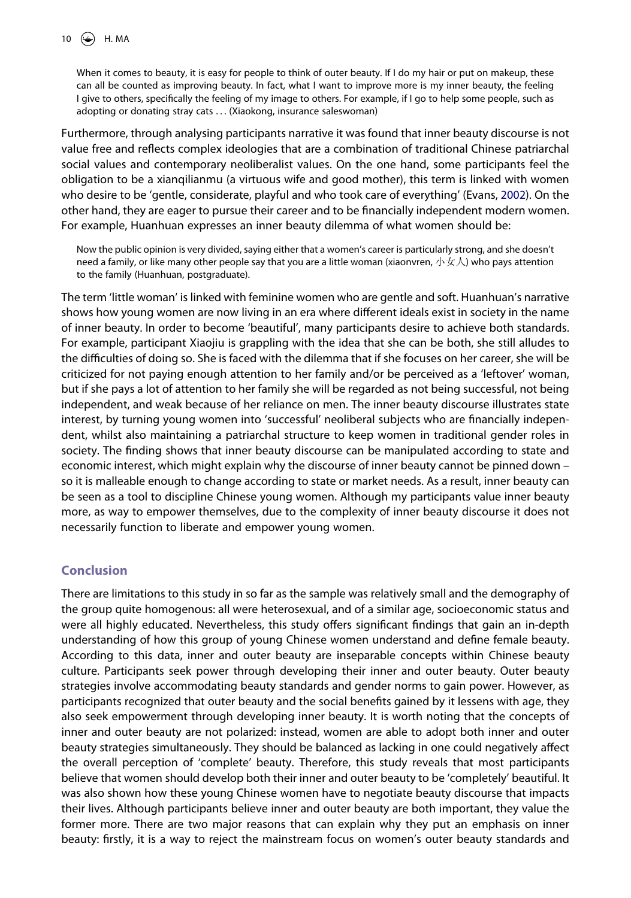> When it comes to beauty, it is easy for people to think of outer beauty. If I do my hair or put on makeup, these can all be counted as improving beauty. In fact, what I want to improve more is my inner beauty, the feeling I give to others, specifically the feeling of my image to others. For example, if I go to help some people, such as adopting or donating stray cats . . . (Xiaokong, insurance saleswoman)

Furthermore, through analysing participants narrative it was found that inner beauty discourse is not value free and reflects complex ideologies that are a combination of traditional Chinese patriarchal social values and contemporary neoliberalist values. On the one hand, some participants feel the obligation to be a xianqilianmu (a virtuous wife and good mother), this term is linked with women who desire to be 'gentle, considerate, playful and who took care of everything' (Evans, 2002). On the other hand, they are eager to pursue their career and to be financially independent modern women. For example, Huanhuan expresses an inner beauty dilemma of what women should be:

> Now the public opinion is very divided, saying either that a women's career is particularly strong, and she doesn't need a family, or like many other people say that you are a little woman (xiaonvren, 小女人) who pays attention to the family (Huanhuan, postgraduate).

The term 'little woman' is linked with feminine women who are gentle and soft. Huanhuan's narrative shows how young women are now living in an era where different ideals exist in society in the name of inner beauty. In order to become 'beautiful', many participants desire to achieve both standards. For example, participant Xiaojiu is grappling with the idea that she can be both, she still alludes to the difficulties of doing so. She is faced with the dilemma that if she focuses on her career, she will be criticized for not paying enough attention to her family and/or be perceived as a 'leftover' woman, but if she pays a lot of attention to her family she will be regarded as not being successful, not being independent, and weak because of her reliance on men. The inner beauty discourse illustrates state interest, by turning young women into 'successful' neoliberal subjects who are financially independent, whilst also maintaining a patriarchal structure to keep women in traditional gender roles in society. The finding shows that inner beauty discourse can be manipulated according to state and economic interest, which might explain why the discourse of inner beauty cannot be pinned down – so it is malleable enough to change according to state or market needs. As a result, inner beauty can be seen as a tool to discipline Chinese young women. Although my participants value inner beauty more, as way to empower themselves, due to the complexity of inner beauty discourse it does not necessarily function to liberate and empower young women.

## Conclusion

There are limitations to this study in so far as the sample was relatively small and the demography of the group quite homogenous: all were heterosexual, and of a similar age, socioeconomic status and were all highly educated. Nevertheless, this study offers significant findings that gain an in-depth understanding of how this group of young Chinese women understand and define female beauty. According to this data, inner and outer beauty are inseparable concepts within Chinese beauty culture. Participants seek power through developing their inner and outer beauty. Outer beauty strategies involve accommodating beauty standards and gender norms to gain power. However, as participants recognized that outer beauty and the social benefits gained by it lessens with age, they also seek empowerment through developing inner beauty. It is worth noting that the concepts of inner and outer beauty are not polarized: instead, women are able to adopt both inner and outer beauty strategies simultaneously. They should be balanced as lacking in one could negatively affect the overall perception of 'complete' beauty. Therefore, this study reveals that most participants believe that women should develop both their inner and outer beauty to be 'completely' beautiful. It was also shown how these young Chinese women have to negotiate beauty discourse that impacts their lives. Although participants believe inner and outer beauty are both important, they value the former more. There are two major reasons that can explain why they put an emphasis on inner beauty: firstly, it is a way to reject the mainstream focus on women's outer beauty standards and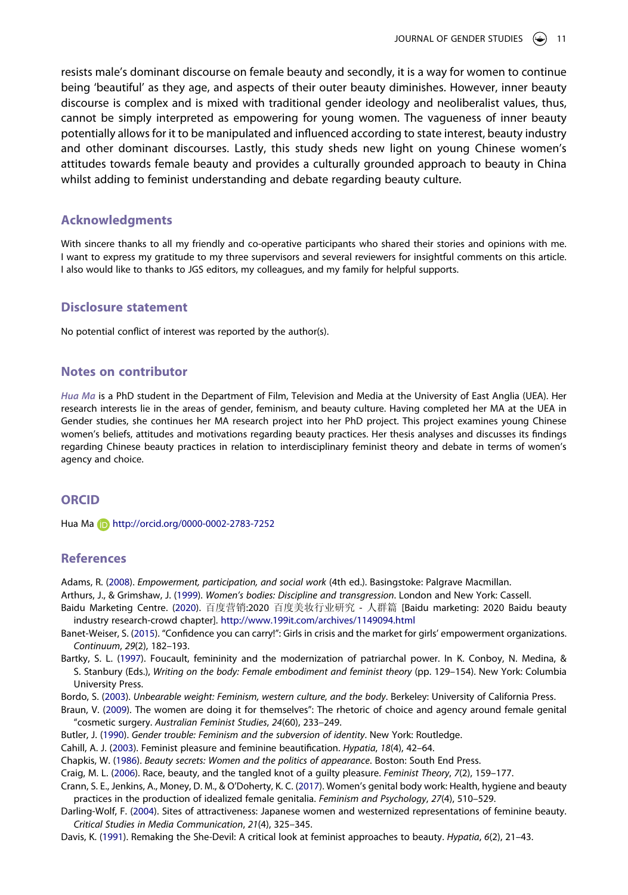resists male's dominant discourse on female beauty and secondly, it is a way for women to continue being 'beautiful' as they age, and aspects of their outer beauty diminishes. However, inner beauty discourse is complex and is mixed with traditional gender ideology and neoliberalist values, thus, cannot be simply interpreted as empowering for young women. The vagueness of inner beauty potentially allows for it to be manipulated and influenced according to state interest, beauty industry and other dominant discourses. Lastly, this study sheds new light on young Chinese women's attitudes towards female beauty and provides a culturally grounded approach to beauty in China whilst adding to feminist understanding and debate regarding beauty culture.

## Acknowledgments

With sincere thanks to all my friendly and co-operative participants who shared their stories and opinions with me. I want to express my gratitude to my three supervisors and several reviewers for insightful comments on this article. I also would like to thanks to JGS editors, my colleagues, and my family for helpful supports.

## Disclosure statement

No potential conflict of interest was reported by the author(s).

## Notes on contributor

*Hua Ma* is a PhD student in the Department of Film, Television and Media at the University of East Anglia (UEA). Her research interests lie in the areas of gender, feminism, and beauty culture. Having completed her MA at the UEA in Gender studies, she continues her MA research project into her PhD project. This project examines young Chinese women's beliefs, attitudes and motivations regarding beauty practices. Her thesis analyses and discusses its findings regarding Chinese beauty practices in relation to interdisciplinary feminist theory and debate in terms of women's agency and choice.

## ORCID

Hua Ma http://orcid.org/0000-0002-2783-7252

## References

Adams, R. (2008). *Empowerment, participation, and social work* (4th ed.). Basingstoke: Palgrave Macmillan.

Arthurs, J., & Grimshaw, J. (1999). *Women's bodies: Discipline and transgression*. London and New York: Cassell.

Baidu Marketing Centre. (2020). 百度营销:2020 百度美妆行业研究 - 人群篇 [Baidu marketing: 2020 Baidu beauty industry research-crowd chapter]. http://www.199it.com/archives/1149094.html

Banet-Weiser, S. (2015). "Confidence you can carry!": Girls in crisis and the market for girls' empowerment organizations. *Continuum*, *29*(2), 182–193.

Bartky, S. L. (1997). Foucault, femininity and the modernization of patriarchal power. In K. Conboy, N. Medina, & S. Stanbury (Eds.), *Writing on the body: Female embodiment and feminist theory* (pp. 129–154). New York: Columbia University Press.

Bordo, S. (2003). *Unbearable weight: Feminism, western culture, and the body*. Berkeley: University of California Press.

Braun, V. (2009). The women are doing it for themselves": The rhetoric of choice and agency around female genital "cosmetic surgery. *Australian Feminist Studies*, *24*(60), 233–249.

Butler, J. (1990). *Gender trouble: Feminism and the subversion of identity*. New York: Routledge.

Cahill, A. J. (2003). Feminist pleasure and feminine beautification. *Hypatia*, *18*(4), 42–64.

Chapkis, W. (1986). *Beauty secrets: Women and the politics of appearance*. Boston: South End Press.

Craig, M. L. (2006). Race, beauty, and the tangled knot of a guilty pleasure. *Feminist Theory*, *7*(2), 159–177.

Crann, S. E., Jenkins, A., Money, D. M., & O'Doherty, K. C. (2017). Women's genital body work: Health, hygiene and beauty practices in the production of idealized female genitalia. *Feminism and Psychology*, *27*(4), 510–529.

Darling-Wolf, F. (2004). Sites of attractiveness: Japanese women and westernized representations of feminine beauty. *Critical Studies in Media Communication*, *21*(4), 325–345.

Davis, K. (1991). Remaking the She-Devil: A critical look at feminist approaches to beauty. *Hypatia*, *6*(2), 21–43.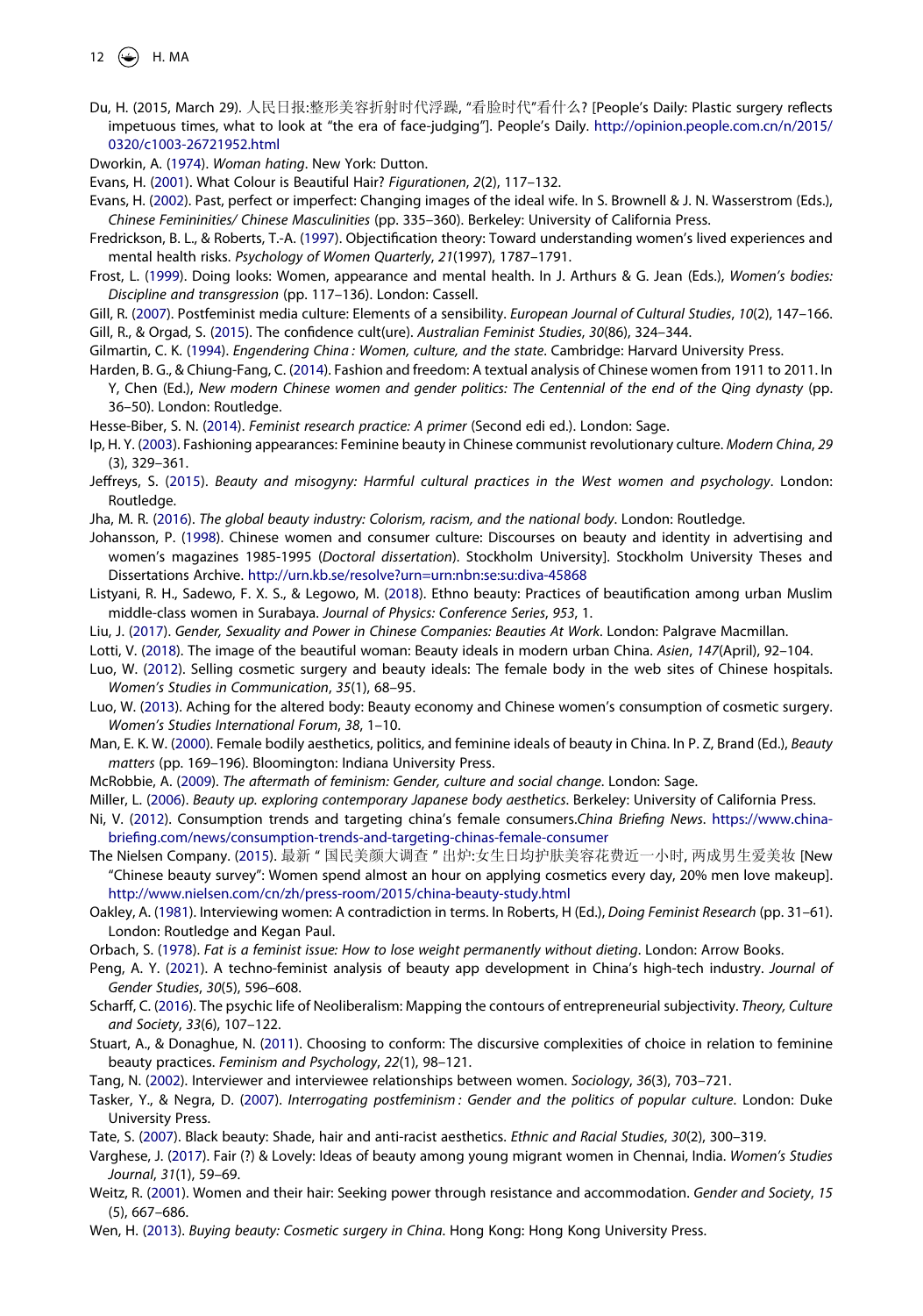Du, H. (2015, March 29). 人民日报:整形美容折射时代浮躁, "看脸时代"看什么? [People's Daily: Plastic surgery reflects impetuous times, what to look at "the era of face-judging"]. People's Daily. http://opinion.people.com.cn/n/2015/0320/c1003-26721952.html

Dworkin, A. (1974). *Woman hating*. New York: Dutton.

Evans, H. (2001). What Colour is Beautiful Hair? *Figurationen*, *2*(2), 117–132.

Evans, H. (2002). Past, perfect or imperfect: Changing images of the ideal wife. In S. Brownell & J. N. Wasserstrom (Eds.), *Chinese Femininities/ Chinese Masculinities* (pp. 335–360). Berkeley: University of California Press.

Fredrickson, B. L., & Roberts, T.-A. (1997). Objectification theory: Toward understanding women's lived experiences and mental health risks. *Psychology of Women Quarterly*, *21*(1997), 1787–1791.

Frost, L. (1999). Doing looks: Women, appearance and mental health. In J. Arthurs & G. Jean (Eds.), *Women's bodies: Discipline and transgression* (pp. 117–136). London: Cassell.

Gill, R. (2007). Postfeminist media culture: Elements of a sensibility. *European Journal of Cultural Studies*, *10*(2), 147–166.

Gill, R., & Orgad, S. (2015). The confidence cult(ure). *Australian Feminist Studies*, *30*(86), 324–344.

Gilmartin, C. K. (1994). *Engendering China : Women, culture, and the state*. Cambridge: Harvard University Press.

Harden, B. G., & Chiung-Fang, C. (2014). Fashion and freedom: A textual analysis of Chinese women from 1911 to 2011. In Y, Chen (Ed.), *New modern Chinese women and gender politics: The Centennial of the end of the Qing dynasty* (pp. 36–50). London: Routledge.

Hesse-Biber, S. N. (2014). *Feminist research practice: A primer* (Second edi ed.). London: Sage.

Ip, H. Y. (2003). Fashioning appearances: Feminine beauty in Chinese communist revolutionary culture. *Modern China*, *29*(3), 329–361.

Jeffreys, S. (2015). *Beauty and misogyny: Harmful cultural practices in the West women and psychology*. London: Routledge.

Jha, M. R. (2016). *The global beauty industry: Colorism, racism, and the national body*. London: Routledge.

Johansson, P. (1998). Chinese women and consumer culture: Discourses on beauty and identity in advertising and women's magazines 1985-1995 (*Doctoral dissertation*). Stockholm University]. Stockholm University Theses and Dissertations Archive. http://urn.kb.se/resolve?urn=urn:nbn:se:su:diva-45868

Listyani, R. H., Sadewo, F. X. S., & Legowo, M. (2018). Ethno beauty: Practices of beautification among urban Muslim middle-class women in Surabaya. *Journal of Physics: Conference Series*, *953*, 1.

Liu, J. (2017). *Gender, Sexuality and Power in Chinese Companies: Beauties At Work*. London: Palgrave Macmillan.

Lotti, V. (2018). The image of the beautiful woman: Beauty ideals in modern urban China. *Asien*, *147*(April), 92–104.

Luo, W. (2012). Selling cosmetic surgery and beauty ideals: The female body in the web sites of Chinese hospitals. *Women's Studies in Communication*, *35*(1), 68–95.

Luo, W. (2013). Aching for the altered body: Beauty economy and Chinese women's consumption of cosmetic surgery. *Women's Studies International Forum*, *38*, 1–10.

Man, E. K. W. (2000). Female bodily aesthetics, politics, and feminine ideals of beauty in China. In P. Z, Brand (Ed.), *Beauty matters* (pp. 169–196). Bloomington: Indiana University Press.

McRobbie, A. (2009). *The aftermath of feminism: Gender, culture and social change*. London: Sage.

Miller, L. (2006). *Beauty up. exploring contemporary Japanese body aesthetics*. Berkeley: University of California Press.

Ni, V. (2012). Consumption trends and targeting china's female consumers.*China Briefing News*. https://www.china-briefing.com/news/consumption-trends-and-targeting-chinas-female-consumer

The Nielsen Company. (2015). 最新 " 国民美颜大调查 " 出炉:女生日均护肤美容花费近一小时, 两成男生爱美妆 [New "Chinese beauty survey": Women spend almost an hour on applying cosmetics every day, 20% men love makeup]. http://www.nielsen.com/cn/zh/press-room/2015/china-beauty-study.html

Oakley, A. (1981). Interviewing women: A contradiction in terms. In Roberts, H (Ed.), *Doing Feminist Research* (pp. 31–61). London: Routledge and Kegan Paul.

Orbach, S. (1978). *Fat is a feminist issue: How to lose weight permanently without dieting*. London: Arrow Books.

Peng, A. Y. (2021). A techno-feminist analysis of beauty app development in China's high-tech industry. *Journal of Gender Studies*, *30*(5), 596–608.

Scharff, C. (2016). The psychic life of Neoliberalism: Mapping the contours of entrepreneurial subjectivity. *Theory, Culture and Society*, *33*(6), 107–122.

Stuart, A., & Donaghue, N. (2011). Choosing to conform: The discursive complexities of choice in relation to feminine beauty practices. *Feminism and Psychology*, *22*(1), 98–121.

Tang, N. (2002). Interviewer and interviewee relationships between women. *Sociology*, *36*(3), 703–721.

Tasker, Y., & Negra, D. (2007). *Interrogating postfeminism : Gender and the politics of popular culture*. London: Duke University Press.

Tate, S. (2007). Black beauty: Shade, hair and anti-racist aesthetics. *Ethnic and Racial Studies*, *30*(2), 300–319.

Varghese, J. (2017). Fair (?) & Lovely: Ideas of beauty among young migrant women in Chennai, India. *Women's Studies Journal*, *31*(1), 59–69.

Weitz, R. (2001). Women and their hair: Seeking power through resistance and accommodation. *Gender and Society*, *15*(5), 667–686.

Wen, H. (2013). *Buying beauty: Cosmetic surgery in China*. Hong Kong: Hong Kong University Press.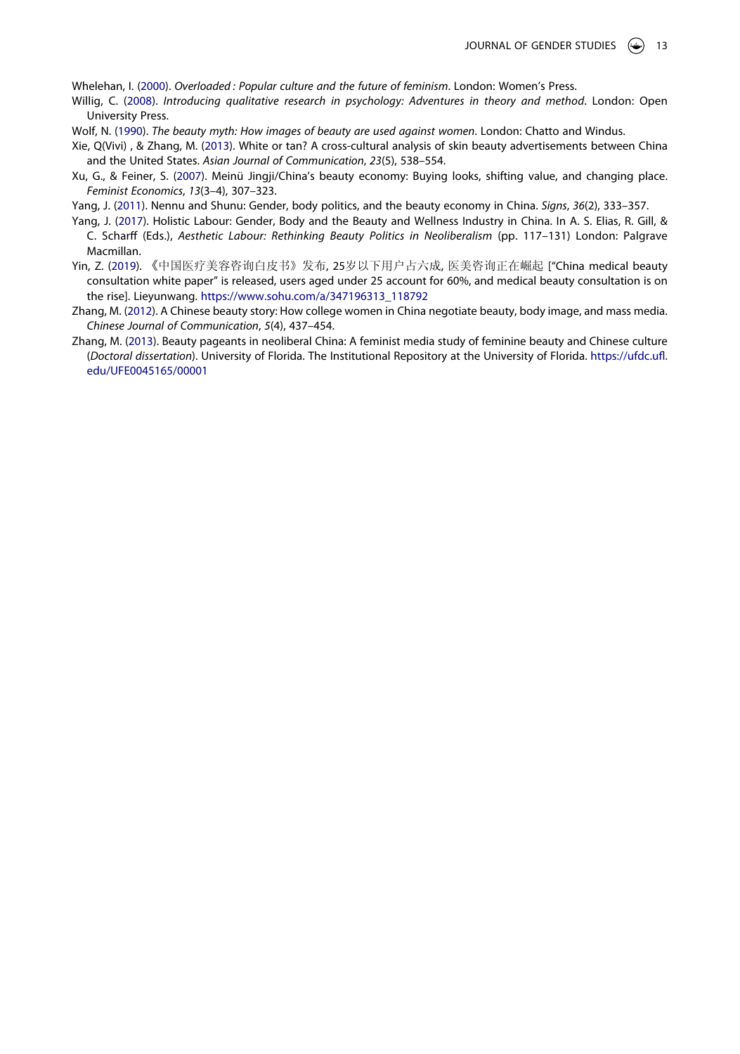Whelehan, I. (2000). *Overloaded : Popular culture and the future of feminism*. London: Women's Press.

Willig, C. (2008). *Introducing qualitative research in psychology: Adventures in theory and method*. London: Open University Press.

Wolf, N. (1990). *The beauty myth: How images of beauty are used against women*. London: Chatto and Windus.

Xie, Q(Vivi) , & Zhang, M. (2013). White or tan? A cross-cultural analysis of skin beauty advertisements between China and the United States. *Asian Journal of Communication*, *23*(5), 538–554.

Xu, G., & Feiner, S. (2007). Meinü Jingji/China's beauty economy: Buying looks, shifting value, and changing place. *Feminist Economics*, *13*(3–4), 307–323.

Yang, J. (2011). Nennu and Shunu: Gender, body politics, and the beauty economy in China. *Signs*, *36*(2), 333–357.

Yang, J. (2017). Holistic Labour: Gender, Body and the Beauty and Wellness Industry in China. In A. S. Elias, R. Gill, & C. Scharff (Eds.), *Aesthetic Labour: Rethinking Beauty Politics in Neoliberalism* (pp. 117–131) London: Palgrave Macmillan.

Yin, Z. (2019). 《中国医疗美容咨询白皮书》发布, 25岁以下用户占六成, 医美咨询正在崛起 ["China medical beauty consultation white paper" is released, users aged under 25 account for 60%, and medical beauty consultation is on the rise]. Lieyunwang. https://www.sohu.com/a/347196313_118792

Zhang, M. (2012). A Chinese beauty story: How college women in China negotiate beauty, body image, and mass media. *Chinese Journal of Communication*, *5*(4), 437–454.

Zhang, M. (2013). Beauty pageants in neoliberal China: A feminist media study of feminine beauty and Chinese culture (*Doctoral dissertation*). University of Florida. The Institutional Repository at the University of Florida. https://ufdc.ufl.edu/UFE0045165/00001